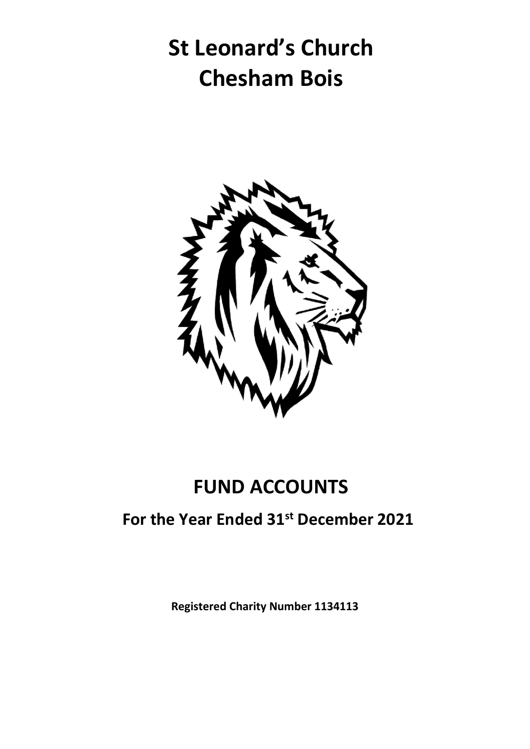# St Leonard's Church
# Chesham Bois

## FUND ACCOUNTS

### For the Year Ended 31st December 2021

**Registered Charity Number 1134113**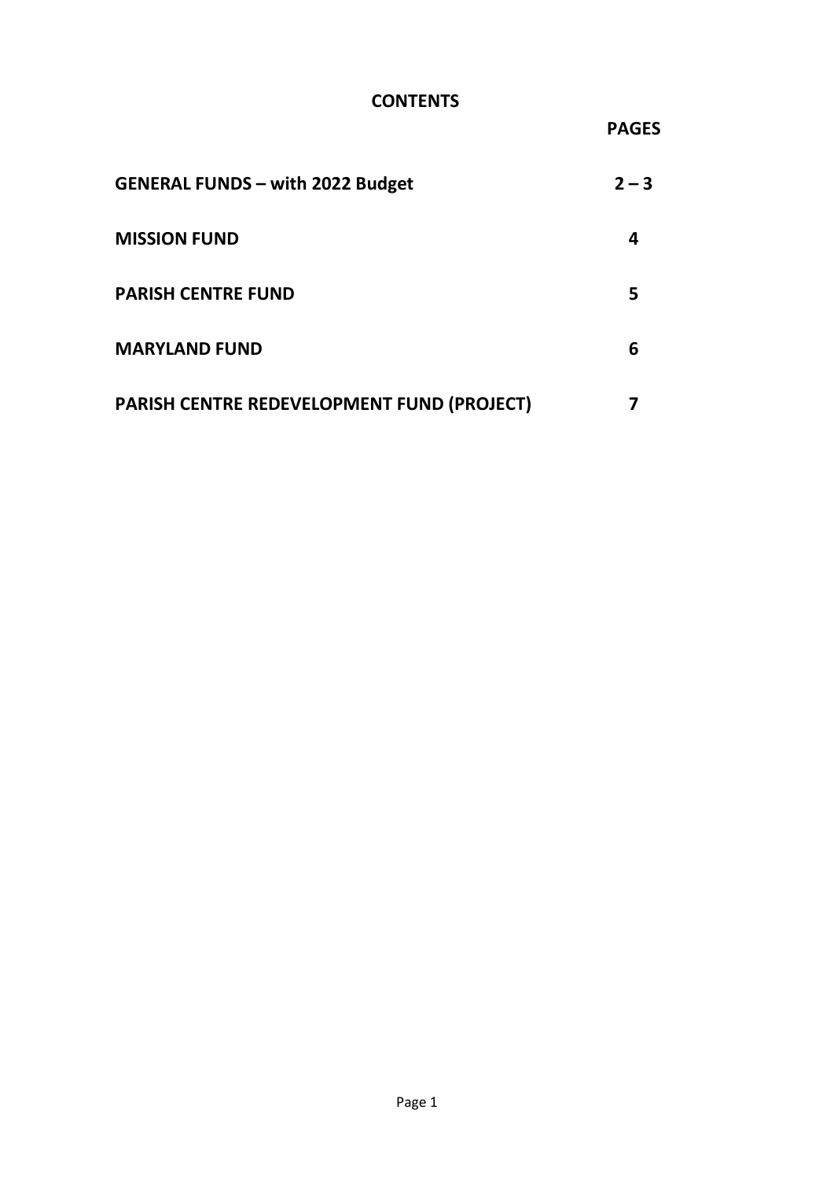# CONTENTS

| | PAGES |
|---|---|
| **GENERAL FUNDS – with 2022 Budget** | **2 – 3** |
| **MISSION FUND** | **4** |
| **PARISH CENTRE FUND** | **5** |
| **MARYLAND FUND** | **6** |
| **PARISH CENTRE REDEVELOPMENT FUND (PROJECT)** | **7** |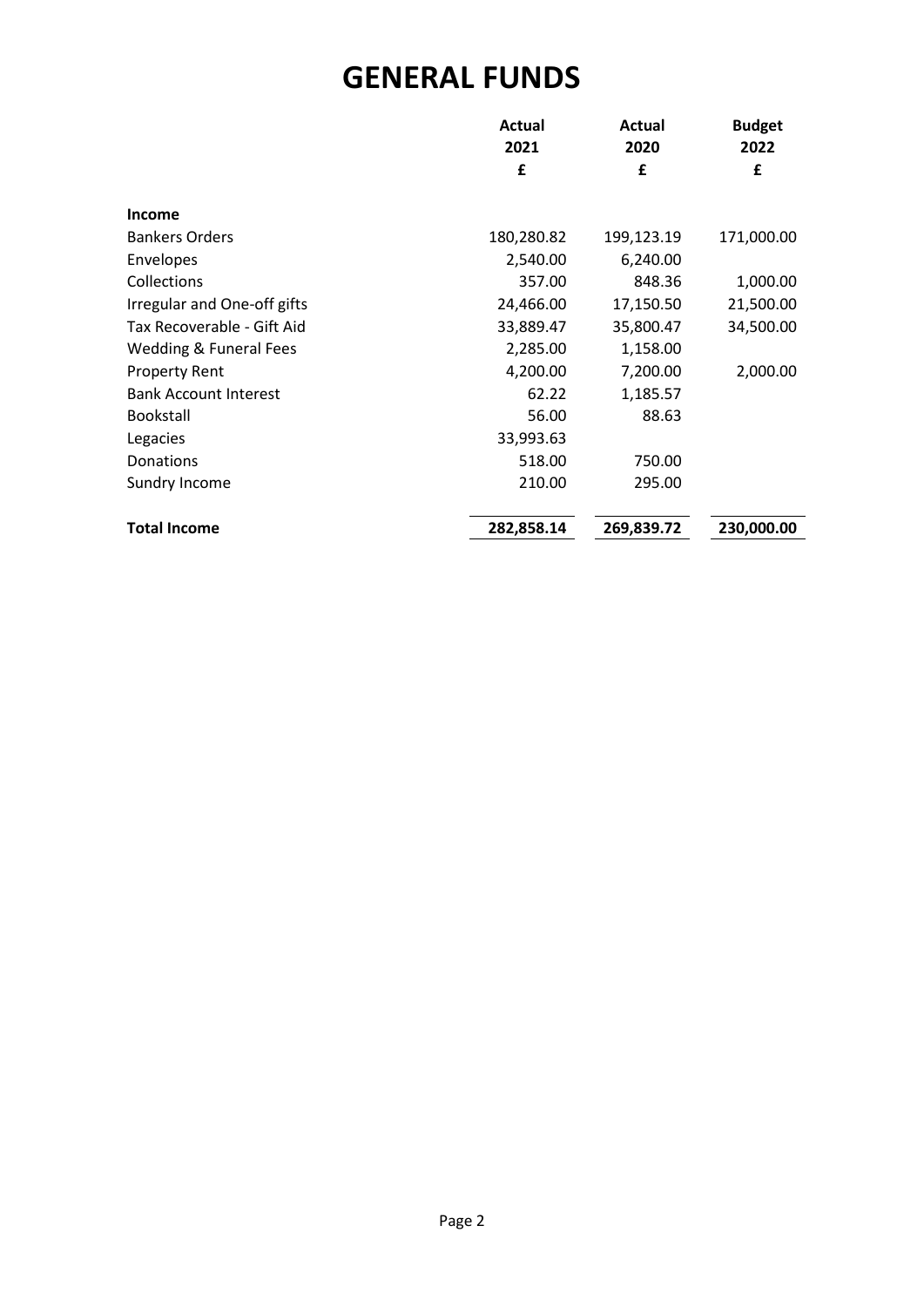# GENERAL FUNDS

| | Actual 2021 £ | Actual 2020 £ | Budget 2022 £ |
|---|---|---|---|
| **Income** | | | |
| Bankers Orders | 180,280.82 | 199,123.19 | 171,000.00 |
| Envelopes | 2,540.00 | 6,240.00 | |
| Collections | 357.00 | 848.36 | 1,000.00 |
| Irregular and One-off gifts | 24,466.00 | 17,150.50 | 21,500.00 |
| Tax Recoverable - Gift Aid | 33,889.47 | 35,800.47 | 34,500.00 |
| Wedding & Funeral Fees | 2,285.00 | 1,158.00 | |
| Property Rent | 4,200.00 | 7,200.00 | 2,000.00 |
| Bank Account Interest | 62.22 | 1,185.57 | |
| Bookstall | 56.00 | 88.63 | |
| Legacies | 33,993.63 | | |
| Donations | 518.00 | 750.00 | |
| Sundry Income | 210.00 | 295.00 | |
| **Total Income** | **282,858.14** | **269,839.72** | **230,000.00** |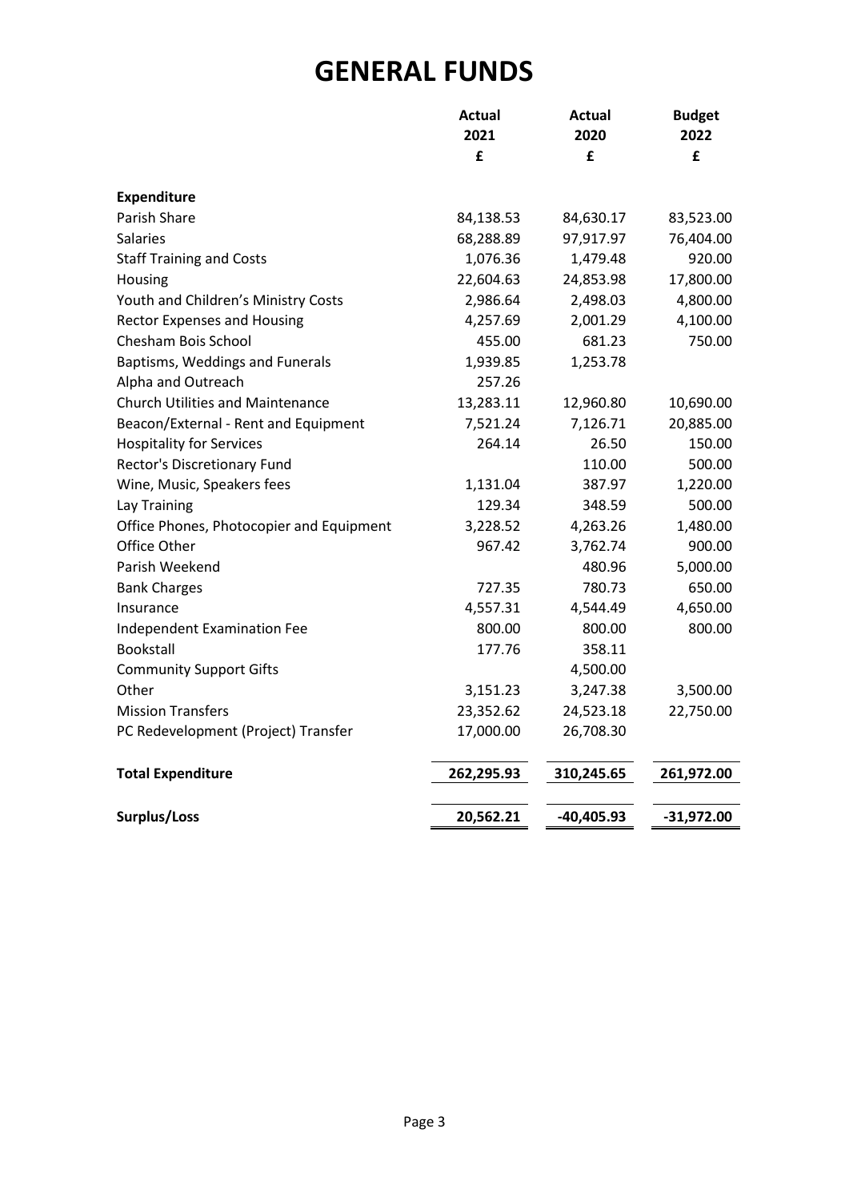# GENERAL FUNDS

| | Actual 2021 £ | Actual 2020 £ | Budget 2022 £ |
|---|---|---|---|
| **Expenditure** | | | |
| Parish Share | 84,138.53 | 84,630.17 | 83,523.00 |
| Salaries | 68,288.89 | 97,917.97 | 76,404.00 |
| Staff Training and Costs | 1,076.36 | 1,479.48 | 920.00 |
| Housing | 22,604.63 | 24,853.98 | 17,800.00 |
| Youth and Children's Ministry Costs | 2,986.64 | 2,498.03 | 4,800.00 |
| Rector Expenses and Housing | 4,257.69 | 2,001.29 | 4,100.00 |
| Chesham Bois School | 455.00 | 681.23 | 750.00 |
| Baptisms, Weddings and Funerals | 1,939.85 | 1,253.78 | |
| Alpha and Outreach | 257.26 | | |
| Church Utilities and Maintenance | 13,283.11 | 12,960.80 | 10,690.00 |
| Beacon/External - Rent and Equipment | 7,521.24 | 7,126.71 | 20,885.00 |
| Hospitality for Services | 264.14 | 26.50 | 150.00 |
| Rector's Discretionary Fund | | 110.00 | 500.00 |
| Wine, Music, Speakers fees | 1,131.04 | 387.97 | 1,220.00 |
| Lay Training | 129.34 | 348.59 | 500.00 |
| Office Phones, Photocopier and Equipment | 3,228.52 | 4,263.26 | 1,480.00 |
| Office Other | 967.42 | 3,762.74 | 900.00 |
| Parish Weekend | | 480.96 | 5,000.00 |
| Bank Charges | 727.35 | 780.73 | 650.00 |
| Insurance | 4,557.31 | 4,544.49 | 4,650.00 |
| Independent Examination Fee | 800.00 | 800.00 | 800.00 |
| Bookstall | 177.76 | 358.11 | |
| Community Support Gifts | | 4,500.00 | |
| Other | 3,151.23 | 3,247.38 | 3,500.00 |
| Mission Transfers | 23,352.62 | 24,523.18 | 22,750.00 |
| PC Redevelopment (Project) Transfer | 17,000.00 | 26,708.30 | |
| **Total Expenditure** | **262,295.93** | **310,245.65** | **261,972.00** |
| **Surplus/Loss** | **20,562.21** | **-40,405.93** | **-31,972.00** |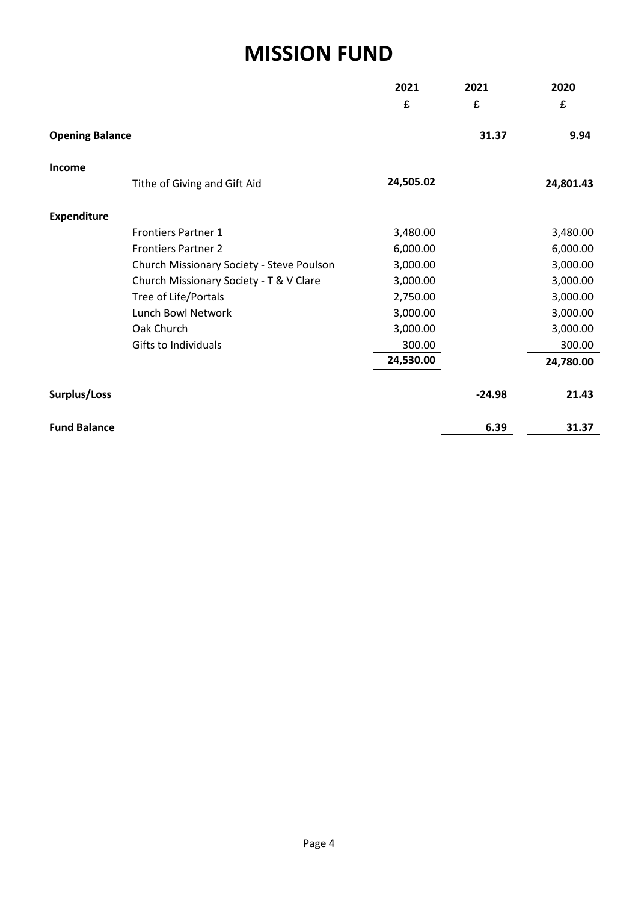# MISSION FUND

| | | 2021 | 2021 | 2020 |
|---|---|---|---|---|
| | | £ | £ | £ |
| **Opening Balance** | | | **31.37** | **9.94** |
| **Income** | | | | |
| | Tithe of Giving and Gift Aid | **24,505.02** | | **24,801.43** |
| **Expenditure** | | | | |
| | Frontiers Partner 1 | 3,480.00 | | 3,480.00 |
| | Frontiers Partner 2 | 6,000.00 | | 6,000.00 |
| | Church Missionary Society - Steve Poulson | 3,000.00 | | 3,000.00 |
| | Church Missionary Society - T & V Clare | 3,000.00 | | 3,000.00 |
| | Tree of Life/Portals | 2,750.00 | | 3,000.00 |
| | Lunch Bowl Network | 3,000.00 | | 3,000.00 |
| | Oak Church | 3,000.00 | | 3,000.00 |
| | Gifts to Individuals | 300.00 | | 300.00 |
| | | **24,530.00** | | **24,780.00** |
| **Surplus/Loss** | | | **-24.98** | **21.43** |
| **Fund Balance** | | | **6.39** | **31.37** |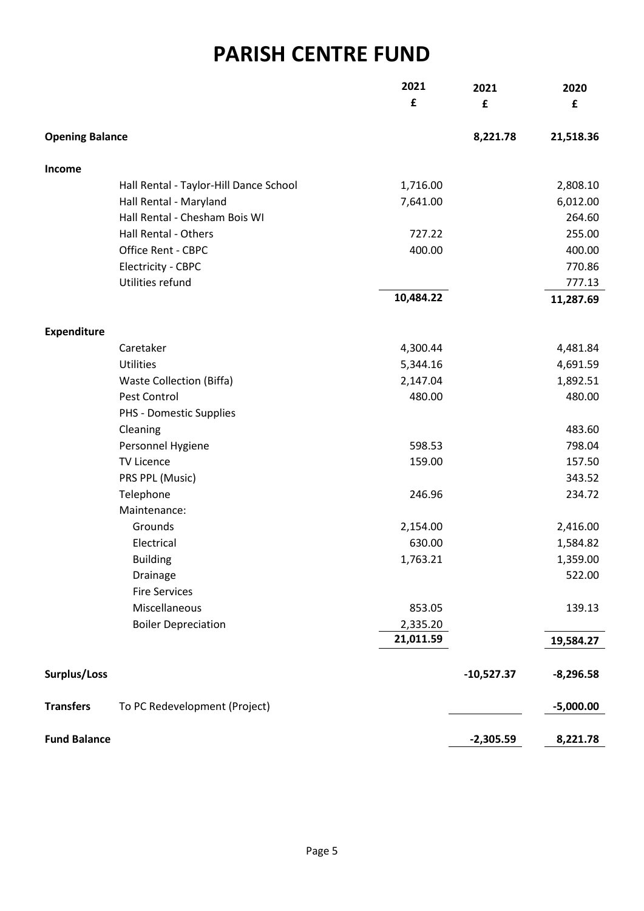# PARISH CENTRE FUND

| | | 2021 £ | 2021 £ | 2020 £ |
|---|---|---|---|---|
| **Opening Balance** | | | **8,221.78** | **21,518.36** |
| **Income** | | | | |
| | Hall Rental - Taylor-Hill Dance School | 1,716.00 | | 2,808.10 |
| | Hall Rental - Maryland | 7,641.00 | | 6,012.00 |
| | Hall Rental - Chesham Bois WI | | | 264.60 |
| | Hall Rental - Others | 727.22 | | 255.00 |
| | Office Rent - CBPC | 400.00 | | 400.00 |
| | Electricity - CBPC | | | 770.86 |
| | Utilities refund | | | 777.13 |
| | | **10,484.22** | | **11,287.69** |
| **Expenditure** | | | | |
| | Caretaker | 4,300.44 | | 4,481.84 |
| | Utilities | 5,344.16 | | 4,691.59 |
| | Waste Collection (Biffa) | 2,147.04 | | 1,892.51 |
| | Pest Control | 480.00 | | 480.00 |
| | PHS - Domestic Supplies | | | |
| | Cleaning | | | 483.60 |
| | Personnel Hygiene | 598.53 | | 798.04 |
| | TV Licence | 159.00 | | 157.50 |
| | PRS PPL (Music) | | | 343.52 |
| | Telephone | 246.96 | | 234.72 |
| | Maintenance: | | | |
| | Grounds | 2,154.00 | | 2,416.00 |
| | Electrical | 630.00 | | 1,584.82 |
| | Building | 1,763.21 | | 1,359.00 |
| | Drainage | | | 522.00 |
| | Fire Services | | | |
| | Miscellaneous | 853.05 | | 139.13 |
| | Boiler Depreciation | 2,335.20 | | |
| | | **21,011.59** | | **19,584.27** |
| **Surplus/Loss** | | | **-10,527.37** | **-8,296.58** |
| **Transfers** | To PC Redevelopment (Project) | | | **-5,000.00** |
| **Fund Balance** | | | **-2,305.59** | **8,221.78** |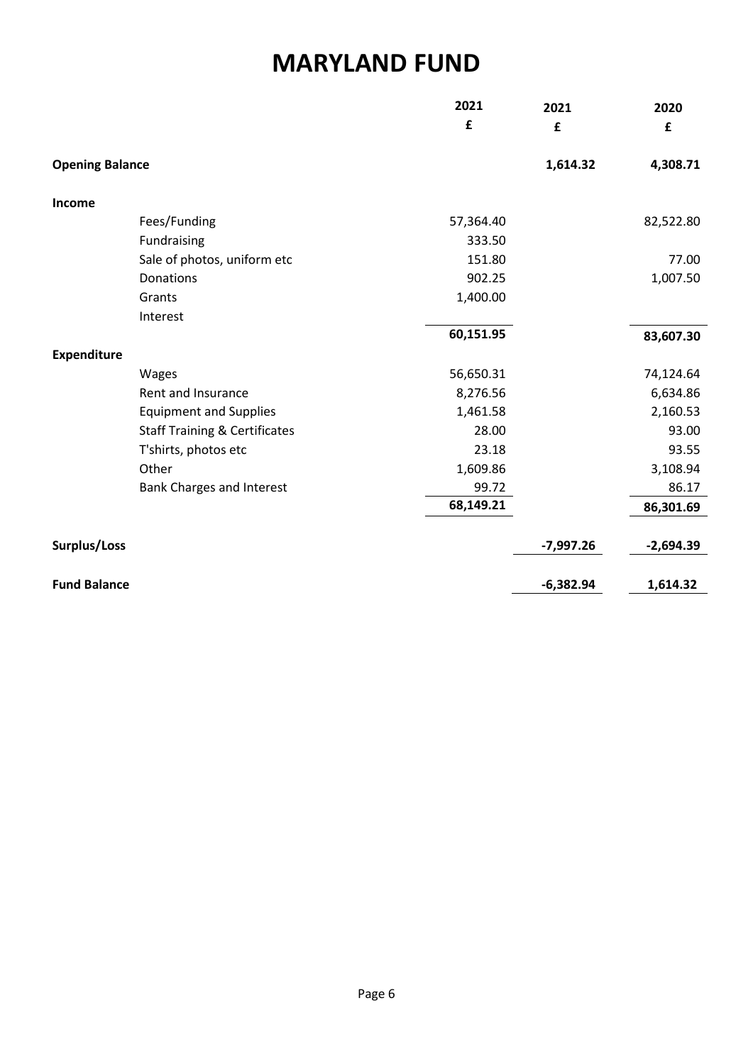# MARYLAND FUND

| | | 2021 | 2021 | 2020 |
|---|---|---|---|---|
| | | £ | £ | £ |
| **Opening Balance** | | | **1,614.32** | **4,308.71** |
| **Income** | | | | |
| | Fees/Funding | 57,364.40 | | 82,522.80 |
| | Fundraising | 333.50 | | |
| | Sale of photos, uniform etc | 151.80 | | 77.00 |
| | Donations | 902.25 | | 1,007.50 |
| | Grants | 1,400.00 | | |
| | Interest | | | |
| | | **60,151.95** | | **83,607.30** |
| **Expenditure** | | | | |
| | Wages | 56,650.31 | | 74,124.64 |
| | Rent and Insurance | 8,276.56 | | 6,634.86 |
| | Equipment and Supplies | 1,461.58 | | 2,160.53 |
| | Staff Training & Certificates | 28.00 | | 93.00 |
| | T'shirts, photos etc | 23.18 | | 93.55 |
| | Other | 1,609.86 | | 3,108.94 |
| | Bank Charges and Interest | 99.72 | | 86.17 |
| | | **68,149.21** | | **86,301.69** |
| **Surplus/Loss** | | | **-7,997.26** | **-2,694.39** |
| **Fund Balance** | | | **-6,382.94** | **1,614.32** |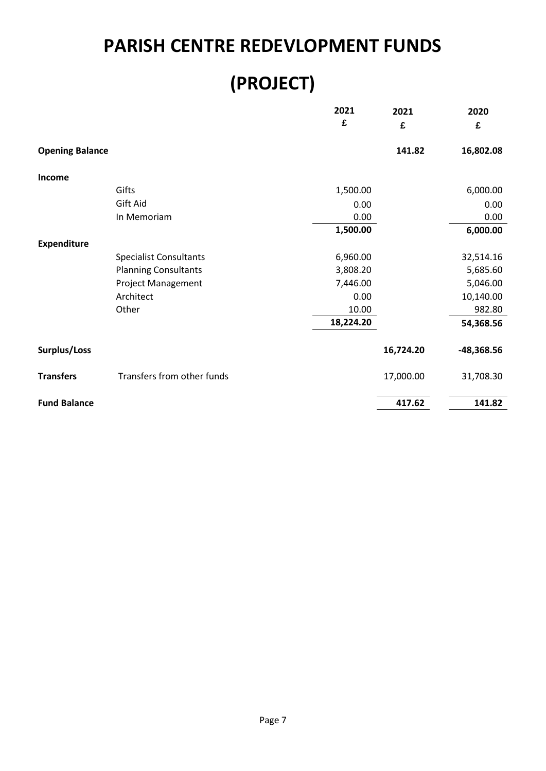# PARISH CENTRE REDEVLOPMENT FUNDS

# (PROJECT)

| | | 2021<br>£ | 2021<br>£ | 2020<br>£ |
|---|---|---|---|---|
| **Opening Balance** | | | **141.82** | **16,802.08** |
| **Income** | | | | |
| | Gifts | 1,500.00 | | 6,000.00 |
| | Gift Aid | 0.00 | | 0.00 |
| | In Memoriam | 0.00 | | 0.00 |
| | | **1,500.00** | | **6,000.00** |
| **Expenditure** | | | | |
| | Specialist Consultants | 6,960.00 | | 32,514.16 |
| | Planning Consultants | 3,808.20 | | 5,685.60 |
| | Project Management | 7,446.00 | | 5,046.00 |
| | Architect | 0.00 | | 10,140.00 |
| | Other | 10.00 | | 982.80 |
| | | **18,224.20** | | **54,368.56** |
| **Surplus/Loss** | | | **16,724.20** | **-48,368.56** |
| **Transfers** | Transfers from other funds | | 17,000.00 | 31,708.30 |
| **Fund Balance** | | | **417.62** | **141.82** |